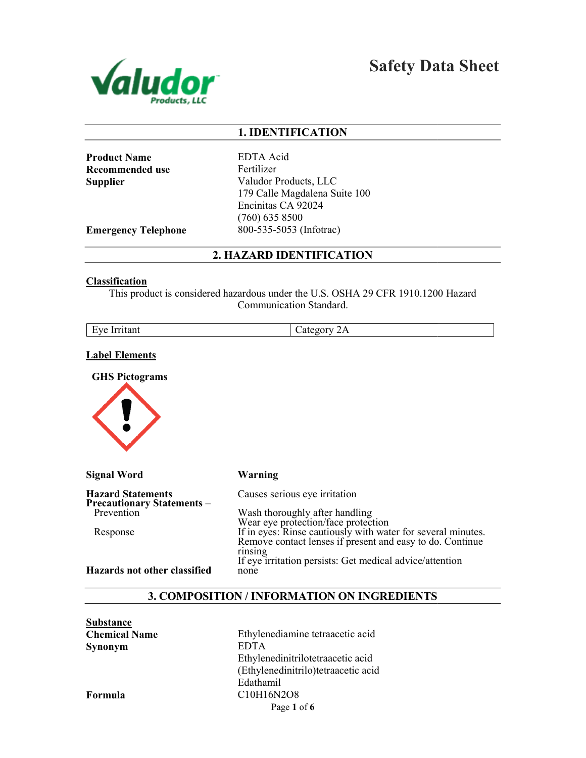# Safety Data Sheet

## 1. IDENTIFICATION

| | |
|---|---|
| **Product Name** | EDTA Acid |
| **Recommended use** | Fertilizer |
| **Supplier** | Valudor Products, LLC<br>179 Calle Magdalena Suite 100<br>Encinitas CA 92024<br>(760) 635 8500 |
| **Emergency Telephone** | 800-535-5053 (Infotrac) |

## 2. HAZARD IDENTIFICATION

**Classification**

This product is considered hazardous under the U.S. OSHA 29 CFR 1910.1200 Hazard Communication Standard.

| | |
|---|---|
| Eye Irritant | Category 2A |

**Label Elements**

**GHS Pictograms**

| | |
|---|---|
| **Signal Word** | **Warning** |
| **Hazard Statements** | Causes serious eye irritation |
| **Precautionary Statements –** Prevention | Wash thoroughly after handling<br>Wear eye protection/face protection |
| Response | If in eyes: Rinse cautiously with water for several minutes. Remove contact lenses if present and easy to do. Continue rinsing<br>If eye irritation persists: Get medical advice/attention |
| **Hazards not other classified** | none |

## 3. COMPOSITION / INFORMATION ON INGREDIENTS

**Substance**

| | |
|---|---|
| **Chemical Name** | Ethylenediamine tetraacetic acid |
| **Synonym** | EDTA<br>Ethylenedinitrilotetraacetic acid<br>(Ethylenedinitrilo)tetraacetic acid<br>Edathamil |
| **Formula** | $C_{10}H_{16}N_2O_8$ |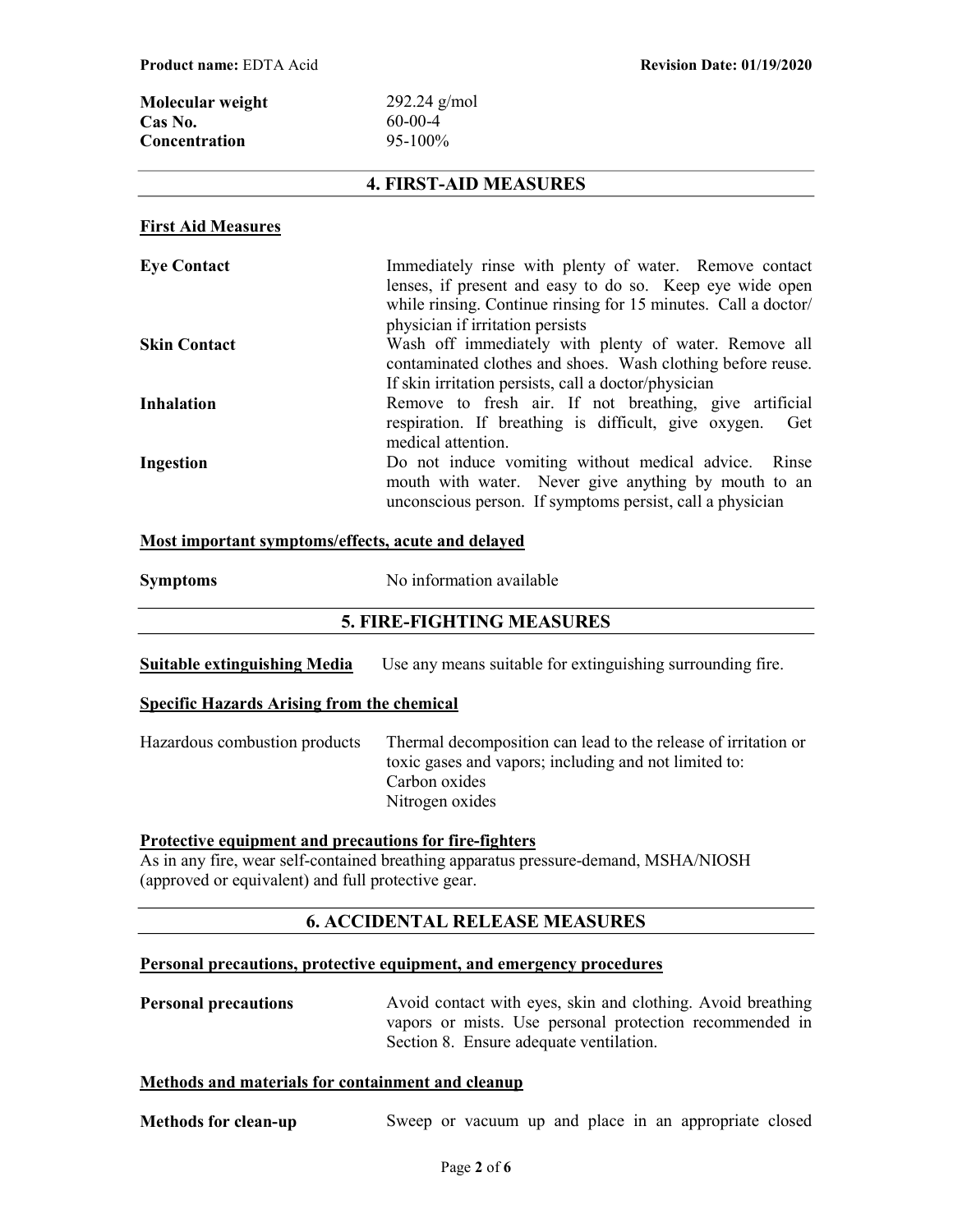| | |
|---|---|
| **Molecular weight** | 292.24 g/mol |
| **Cas No.** | 60-00-4 |
| **Concentration** | 95-100% |

## 4. FIRST-AID MEASURES

### First Aid Measures

| | |
|---|---|
| **Eye Contact** | Immediately rinse with plenty of water. Remove contact lenses, if present and easy to do so. Keep eye wide open while rinsing. Continue rinsing for 15 minutes. Call a doctor/ physician if irritation persists |
| **Skin Contact** | Wash off immediately with plenty of water. Remove all contaminated clothes and shoes. Wash clothing before reuse. If skin irritation persists, call a doctor/physician |
| **Inhalation** | Remove to fresh air. If not breathing, give artificial respiration. If breathing is difficult, give oxygen. Get medical attention. |
| **Ingestion** | Do not induce vomiting without medical advice. Rinse mouth with water. Never give anything by mouth to an unconscious person. If symptoms persist, call a physician |

### Most important symptoms/effects, acute and delayed

**Symptoms** No information available

## 5. FIRE-FIGHTING MEASURES

**Suitable extinguishing Media** Use any means suitable for extinguishing surrounding fire.

### Specific Hazards Arising from the chemical

Hazardous combustion products Thermal decomposition can lead to the release of irritation or toxic gases and vapors; including and not limited to:
Carbon oxides
Nitrogen oxides

### Protective equipment and precautions for fire-fighters

As in any fire, wear self-contained breathing apparatus pressure-demand, MSHA/NIOSH (approved or equivalent) and full protective gear.

## 6. ACCIDENTAL RELEASE MEASURES

### Personal precautions, protective equipment, and emergency procedures

**Personal precautions** Avoid contact with eyes, skin and clothing. Avoid breathing vapors or mists. Use personal protection recommended in Section 8. Ensure adequate ventilation.

### Methods and materials for containment and cleanup

**Methods for clean-up** Sweep or vacuum up and place in an appropriate closed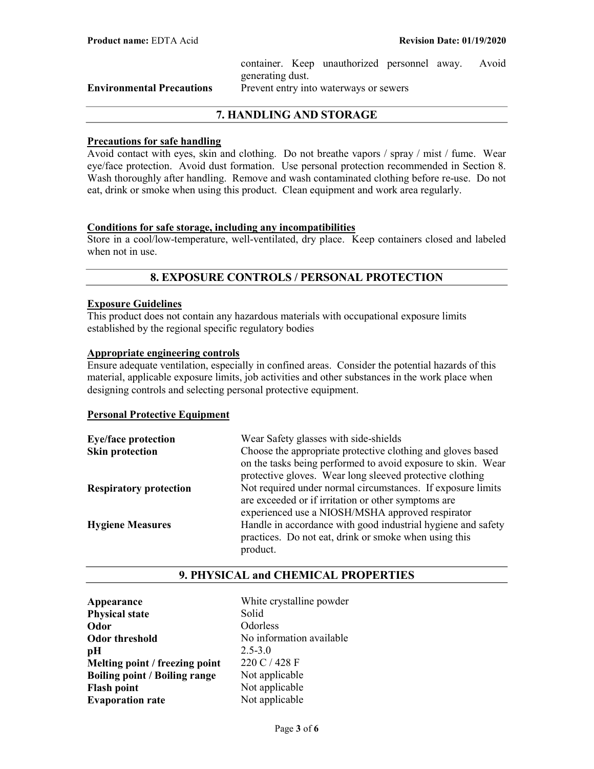| | |
|---|---|
| | container. Keep unauthorized personnel away. Avoid generating dust. |
| **Environmental Precautions** | Prevent entry into waterways or sewers |

## 7. HANDLING AND STORAGE

**Precautions for safe handling**

Avoid contact with eyes, skin and clothing. Do not breathe vapors / spray / mist / fume. Wear eye/face protection. Avoid dust formation. Use personal protection recommended in Section 8. Wash thoroughly after handling. Remove and wash contaminated clothing before re-use. Do not eat, drink or smoke when using this product. Clean equipment and work area regularly.

**Conditions for safe storage, including any incompatibilities**

Store in a cool/low-temperature, well-ventilated, dry place. Keep containers closed and labeled when not in use.

## 8. EXPOSURE CONTROLS / PERSONAL PROTECTION

**Exposure Guidelines**

This product does not contain any hazardous materials with occupational exposure limits established by the regional specific regulatory bodies

**Appropriate engineering controls**

Ensure adequate ventilation, especially in confined areas. Consider the potential hazards of this material, applicable exposure limits, job activities and other substances in the work place when designing controls and selecting personal protective equipment.

**Personal Protective Equipment**

| | |
|---|---|
| **Eye/face protection** | Wear Safety glasses with side-shields |
| **Skin protection** | Choose the appropriate protective clothing and gloves based on the tasks being performed to avoid exposure to skin. Wear protective gloves. Wear long sleeved protective clothing |
| **Respiratory protection** | Not required under normal circumstances. If exposure limits are exceeded or if irritation or other symptoms are experienced use a NIOSH/MSHA approved respirator |
| **Hygiene Measures** | Handle in accordance with good industrial hygiene and safety practices. Do not eat, drink or smoke when using this product. |

## 9. PHYSICAL and CHEMICAL PROPERTIES

| | |
|---|---|
| **Appearance** | White crystalline powder |
| **Physical state** | Solid |
| **Odor** | Odorless |
| **Odor threshold** | No information available |
| **pH** | 2.5-3.0 |
| **Melting point / freezing point** | 220 C / 428 F |
| **Boiling point / Boiling range** | Not applicable |
| **Flash point** | Not applicable |
| **Evaporation rate** | Not applicable |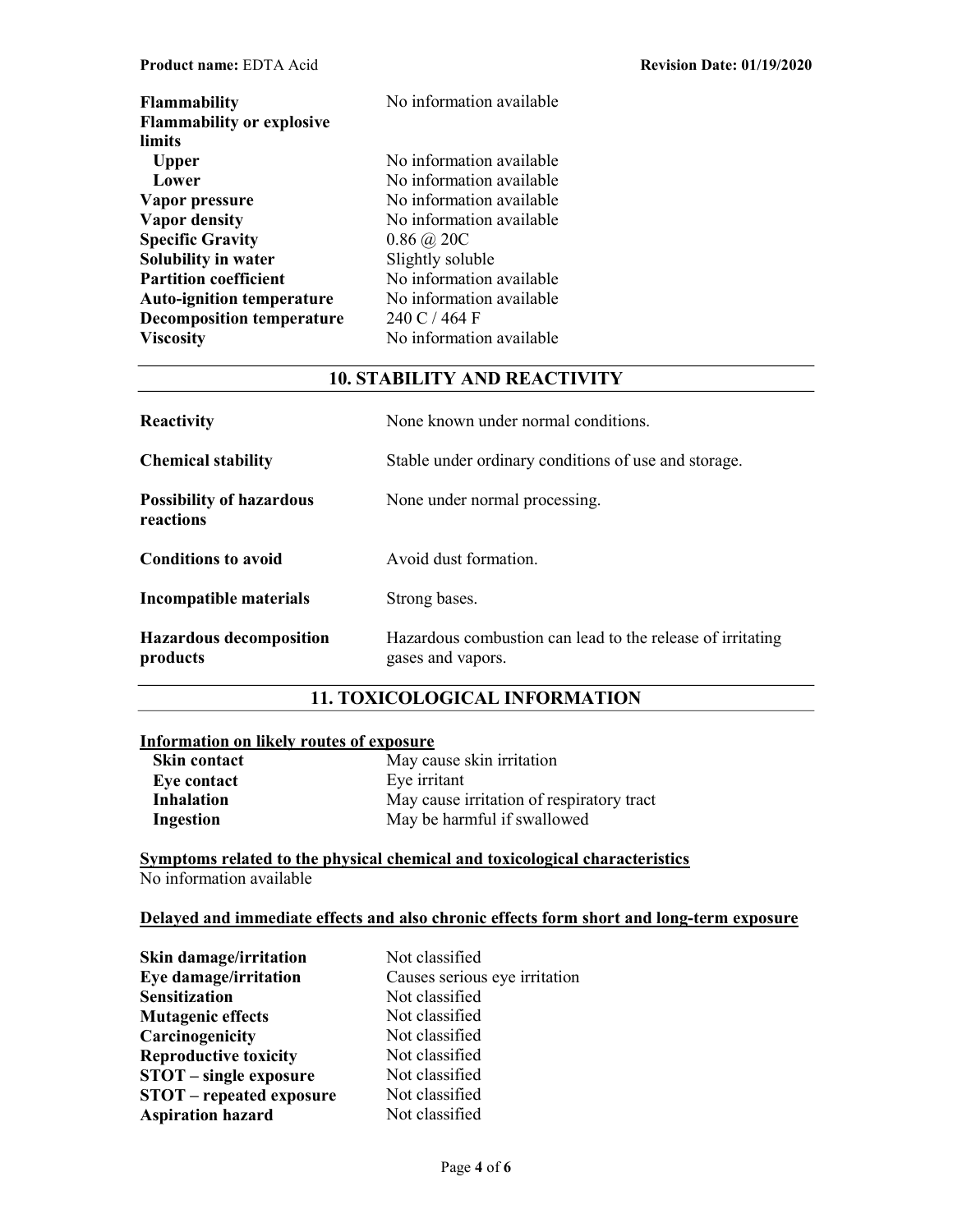| | |
|---|---|
| **Flammability** | No information available |
| **Flammability or explosive limits** | |
| **Upper** | No information available |
| **Lower** | No information available |
| **Vapor pressure** | No information available |
| **Vapor density** | No information available |
| **Specific Gravity** | 0.86 @ 20C |
| **Solubility in water** | Slightly soluble |
| **Partition coefficient** | No information available |
| **Auto-ignition temperature** | No information available |
| **Decomposition temperature** | 240 C / 464 F |
| **Viscosity** | No information available |

## 10. STABILITY AND REACTIVITY

| | |
|---|---|
| **Reactivity** | None known under normal conditions. |
| **Chemical stability** | Stable under ordinary conditions of use and storage. |
| **Possibility of hazardous reactions** | None under normal processing. |
| **Conditions to avoid** | Avoid dust formation. |
| **Incompatible materials** | Strong bases. |
| **Hazardous decomposition products** | Hazardous combustion can lead to the release of irritating gases and vapors. |

## 11. TOXICOLOGICAL INFORMATION

**Information on likely routes of exposure**

| | |
|---|---|
| **Skin contact** | May cause skin irritation |
| **Eye contact** | Eye irritant |
| **Inhalation** | May cause irritation of respiratory tract |
| **Ingestion** | May be harmful if swallowed |

**Symptoms related to the physical chemical and toxicological characteristics**

No information available

**Delayed and immediate effects and also chronic effects form short and long-term exposure**

| | |
|---|---|
| **Skin damage/irritation** | Not classified |
| **Eye damage/irritation** | Causes serious eye irritation |
| **Sensitization** | Not classified |
| **Mutagenic effects** | Not classified |
| **Carcinogenicity** | Not classified |
| **Reproductive toxicity** | Not classified |
| **STOT – single exposure** | Not classified |
| **STOT – repeated exposure** | Not classified |
| **Aspiration hazard** | Not classified |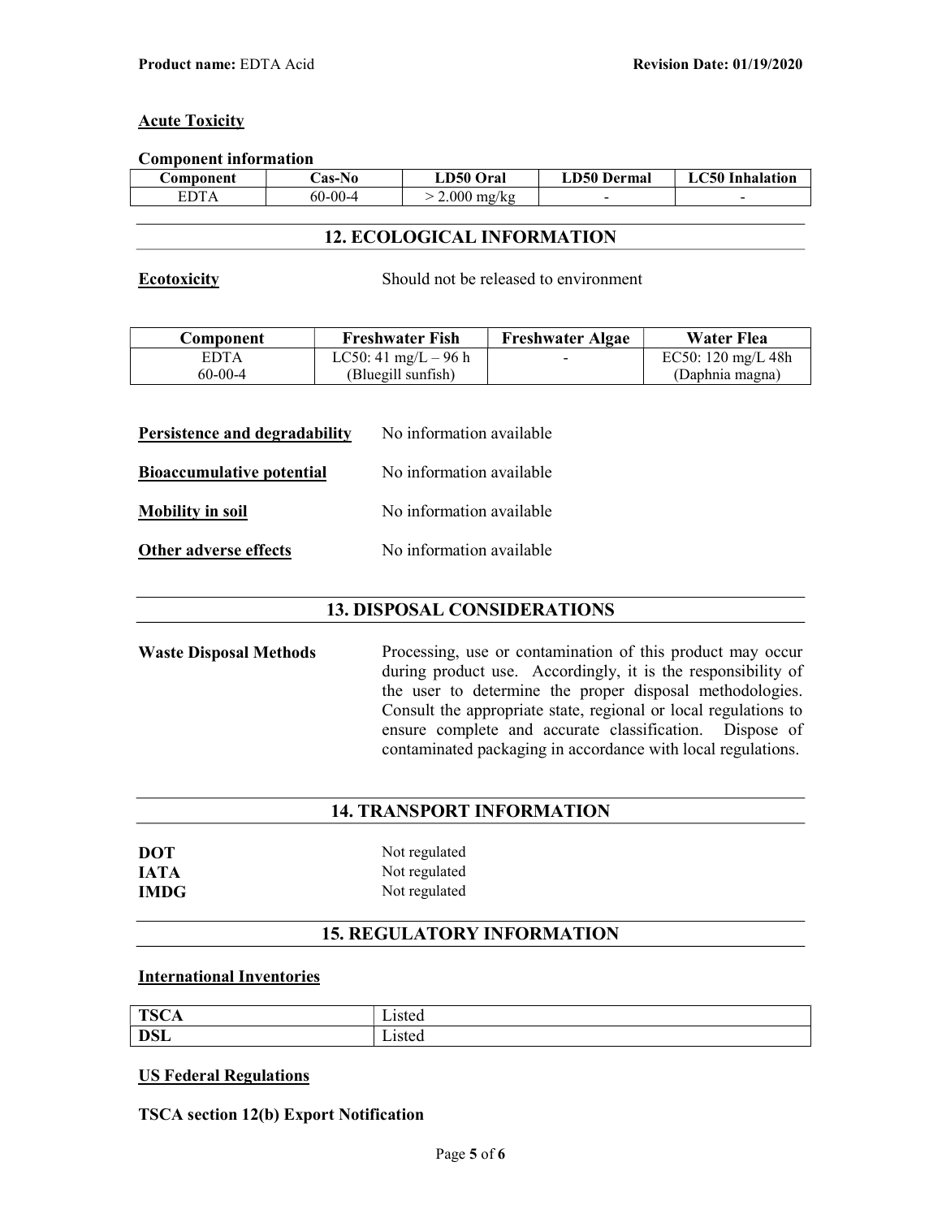### Acute Toxicity

**Component information**

| Component | Cas-No | LD50 Oral | LD50 Dermal | LC50 Inhalation |
|---|---|---|---|---|
| EDTA | 60-00-4 | > 2.000 mg/kg | - | - |

## 12. ECOLOGICAL INFORMATION

**Ecotoxicity** Should not be released to environment

| Component | Freshwater Fish | Freshwater Algae | Water Flea |
|---|---|---|---|
| EDTA<br>60-00-4 | LC50: 41 mg/L – 96 h<br>(Bluegill sunfish) | - | EC50: 120 mg/L 48h<br>(Daphnia magna) |

**Persistence and degradability** No information available

**Bioaccumulative potential** No information available

**Mobility in soil** No information available

**Other adverse effects** No information available

## 13. DISPOSAL CONSIDERATIONS

**Waste Disposal Methods** Processing, use or contamination of this product may occur during product use. Accordingly, it is the responsibility of the user to determine the proper disposal methodologies. Consult the appropriate state, regional or local regulations to ensure complete and accurate classification. Dispose of contaminated packaging in accordance with local regulations.

## 14. TRANSPORT INFORMATION

**DOT** Not regulated
**IATA** Not regulated
**IMDG** Not regulated

## 15. REGULATORY INFORMATION

### International Inventories

| | |
|---|---|
| **TSCA** | Listed |
| **DSL** | Listed |

### US Federal Regulations

**TSCA section 12(b) Export Notification**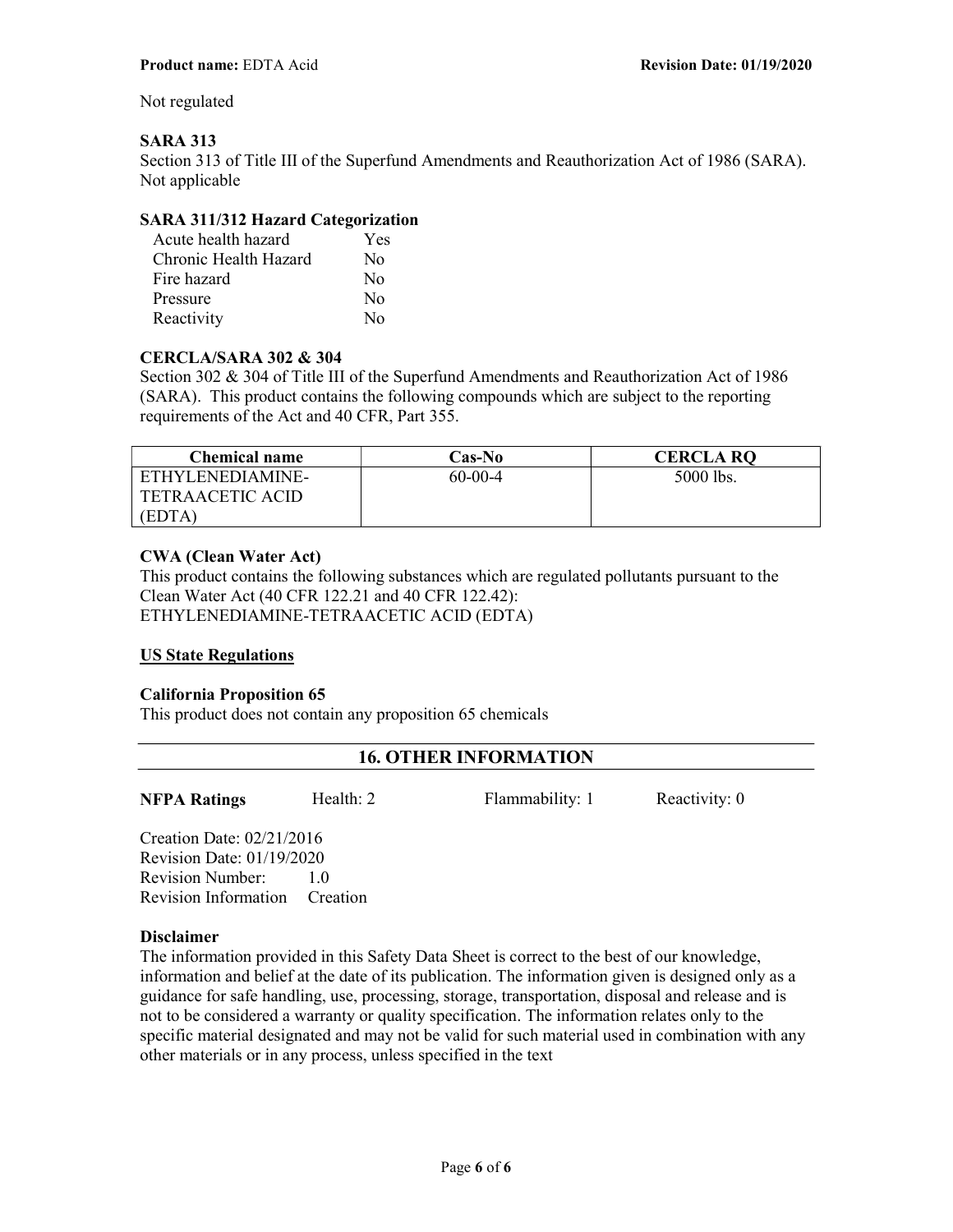Not regulated

### SARA 313

Section 313 of Title III of the Superfund Amendments and Reauthorization Act of 1986 (SARA).
Not applicable

### SARA 311/312 Hazard Categorization

| | |
|---|---|
| Acute health hazard | Yes |
| Chronic Health Hazard | No |
| Fire hazard | No |
| Pressure | No |
| Reactivity | No |

### CERCLA/SARA 302 & 304

Section 302 & 304 of Title III of the Superfund Amendments and Reauthorization Act of 1986 (SARA). This product contains the following compounds which are subject to the reporting requirements of the Act and 40 CFR, Part 355.

| Chemical name | Cas-No | CERCLA RQ |
|---|---|---|
| ETHYLENEDIAMINE-TETRAACETIC ACID (EDTA) | 60-00-4 | 5000 lbs. |

### CWA (Clean Water Act)

This product contains the following substances which are regulated pollutants pursuant to the Clean Water Act (40 CFR 122.21 and 40 CFR 122.42):
ETHYLENEDIAMINE-TETRAACETIC ACID (EDTA)

### US State Regulations

### California Proposition 65

This product does not contain any proposition 65 chemicals

## 16. OTHER INFORMATION

**NFPA Ratings** Health: 2 Flammability: 1 Reactivity: 0

Creation Date: 02/21/2016
Revision Date: 01/19/2020
Revision Number: 1.0
Revision Information Creation

### Disclaimer

The information provided in this Safety Data Sheet is correct to the best of our knowledge, information and belief at the date of its publication. The information given is designed only as a guidance for safe handling, use, processing, storage, transportation, disposal and release and is not to be considered a warranty or quality specification. The information relates only to the specific material designated and may not be valid for such material used in combination with any other materials or in any process, unless specified in the text